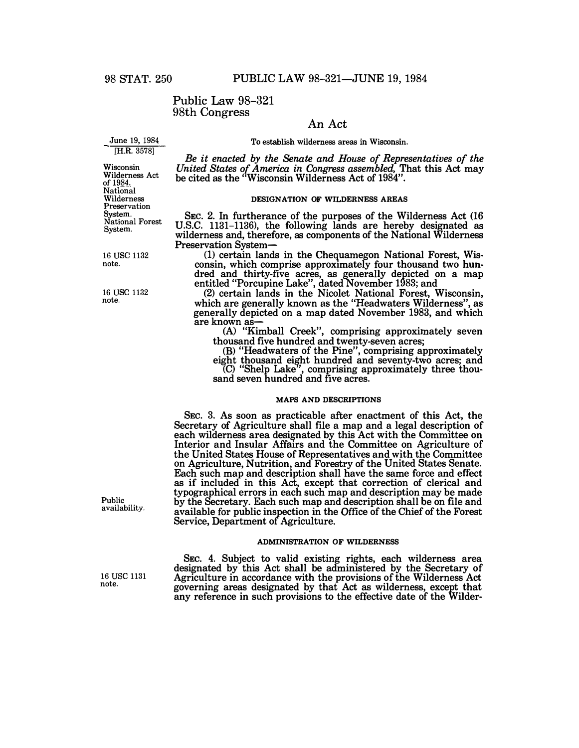# Public Law 98-321
# 98th Congress

## An Act

June 19, 1984
[H.R. 3578]

To establish wilderness areas in Wisconsin.

Wisconsin Wilderness Act of 1984. National Wilderness Preservation System. National Forest System.

*Be it enacted by the Senate and House of Representatives of the United States of America in Congress assembled,* That this Act may be cited as the "Wisconsin Wilderness Act of 1984".

### DESIGNATION OF WILDERNESS AREAS

SEC. 2. In furtherance of the purposes of the Wilderness Act (16 U.S.C. 1131–1136), the following lands are hereby designated as wilderness and, therefore, as components of the National Wilderness Preservation System—

16 USC 1132 note.

(1) certain lands in the Chequamegon National Forest, Wisconsin, which comprise approximately four thousand two hundred and thirty-five acres, as generally depicted on a map entitled "Porcupine Lake", dated November 1983; and

16 USC 1132 note.

(2) certain lands in the Nicolet National Forest, Wisconsin, which are generally known as the "Headwaters Wilderness", as generally depicted on a map dated November 1983, and which are known as—

(A) "Kimball Creek", comprising approximately seven thousand five hundred and twenty-seven acres;

(B) "Headwaters of the Pine", comprising approximately eight thousand eight hundred and seventy-two acres; and

(C) "Shelp Lake", comprising approximately three thousand seven hundred and five acres.

### MAPS AND DESCRIPTIONS

SEC. 3. As soon as practicable after enactment of this Act, the Secretary of Agriculture shall file a map and a legal description of each wilderness area designated by this Act with the Committee on Interior and Insular Affairs and the Committee on Agriculture of the United States House of Representatives and with the Committee on Agriculture, Nutrition, and Forestry of the United States Senate. Each such map and description shall have the same force and effect as if included in this Act, except that correction of clerical and typographical errors in each such map and description may be made by the Secretary. Each such map and description shall be on file and available for public inspection in the Office of the Chief of the Forest Service, Department of Agriculture.

Public availability.

### ADMINISTRATION OF WILDERNESS

16 USC 1131 note.

SEC. 4. Subject to valid existing rights, each wilderness area designated by this Act shall be administered by the Secretary of Agriculture in accordance with the provisions of the Wilderness Act governing areas designated by that Act as wilderness, except that any reference in such provisions to the effective date of the Wilder-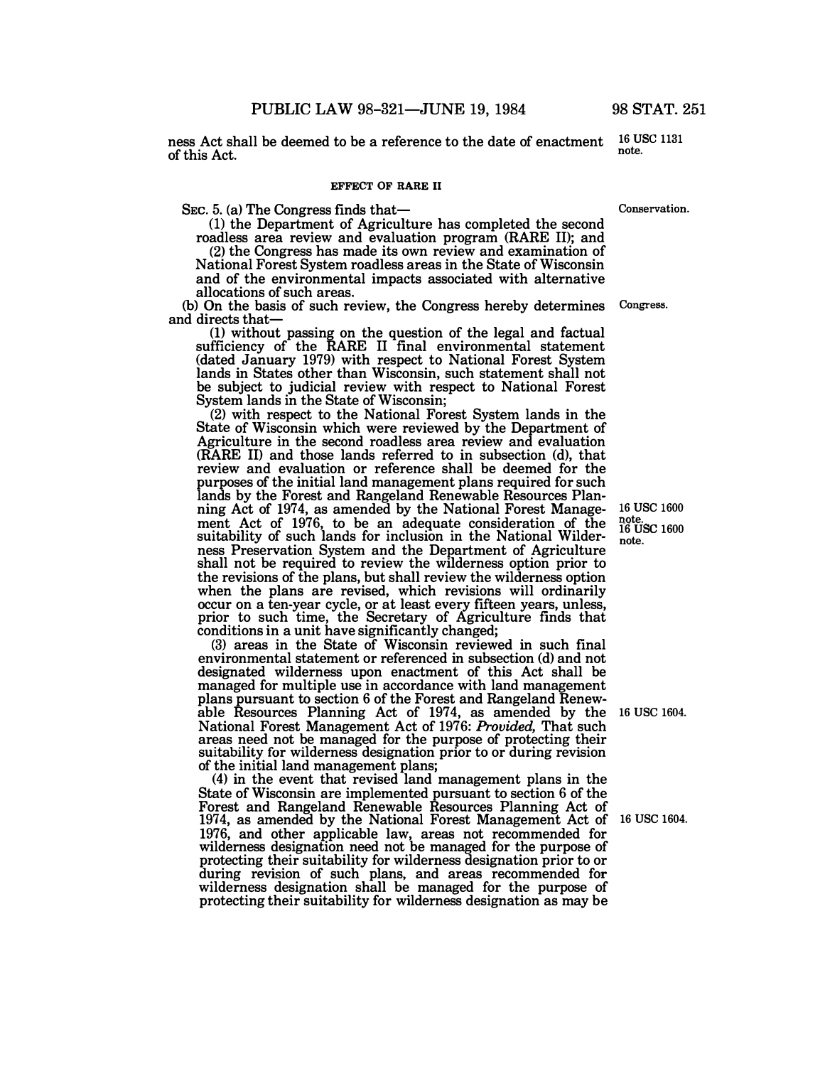ness Act shall be deemed to be a reference to the date of enactment of this Act.

16 USC 1131 note.

### EFFECT OF RARE II

Conservation.

SEC. 5. (a) The Congress finds that—

(1) the Department of Agriculture has completed the second roadless area review and evaluation program (RARE II); and

(2) the Congress has made its own review and examination of National Forest System roadless areas in the State of Wisconsin and of the environmental impacts associated with alternative allocations of such areas.

Congress.

(b) On the basis of such review, the Congress hereby determines and directs that—

(1) without passing on the question of the legal and factual sufficiency of the RARE II final environmental statement (dated January 1979) with respect to National Forest System lands in States other than Wisconsin, such statement shall not be subject to judicial review with respect to National Forest System lands in the State of Wisconsin;

(2) with respect to the National Forest System lands in the State of Wisconsin which were reviewed by the Department of Agriculture in the second roadless area review and evaluation (RARE II) and those lands referred to in subsection (d), that review and evaluation or reference shall be deemed for the purposes of the initial land management plans required for such lands by the Forest and Rangeland Renewable Resources Planning Act of 1974, as amended by the National Forest Management Act of 1976, to be an adequate consideration of the suitability of such lands for inclusion in the National Wilderness Preservation System and the Department of Agriculture shall not be required to review the wilderness option prior to the revisions of the plans, but shall review the wilderness option when the plans are revised, which revisions will ordinarily occur on a ten-year cycle, or at least every fifteen years, unless, prior to such time, the Secretary of Agriculture finds that conditions in a unit have significantly changed;

16 USC 1600 note.
16 USC 1600 note.

(3) areas in the State of Wisconsin reviewed in such final environmental statement or referenced in subsection (d) and not designated wilderness upon enactment of this Act shall be managed for multiple use in accordance with land management plans pursuant to section 6 of the Forest and Rangeland Renewable Resources Planning Act of 1974, as amended by the National Forest Management Act of 1976: *Provided,* That such areas need not be managed for the purpose of protecting their suitability for wilderness designation prior to or during revision of the initial land management plans;

16 USC 1604.

(4) in the event that revised land management plans in the State of Wisconsin are implemented pursuant to section 6 of the Forest and Rangeland Renewable Resources Planning Act of 1974, as amended by the National Forest Management Act of 1976, and other applicable law, areas not recommended for wilderness designation need not be managed for the purpose of protecting their suitability for wilderness designation prior to or during revision of such plans, and areas recommended for wilderness designation shall be managed for the purpose of protecting their suitability for wilderness designation as may be

16 USC 1604.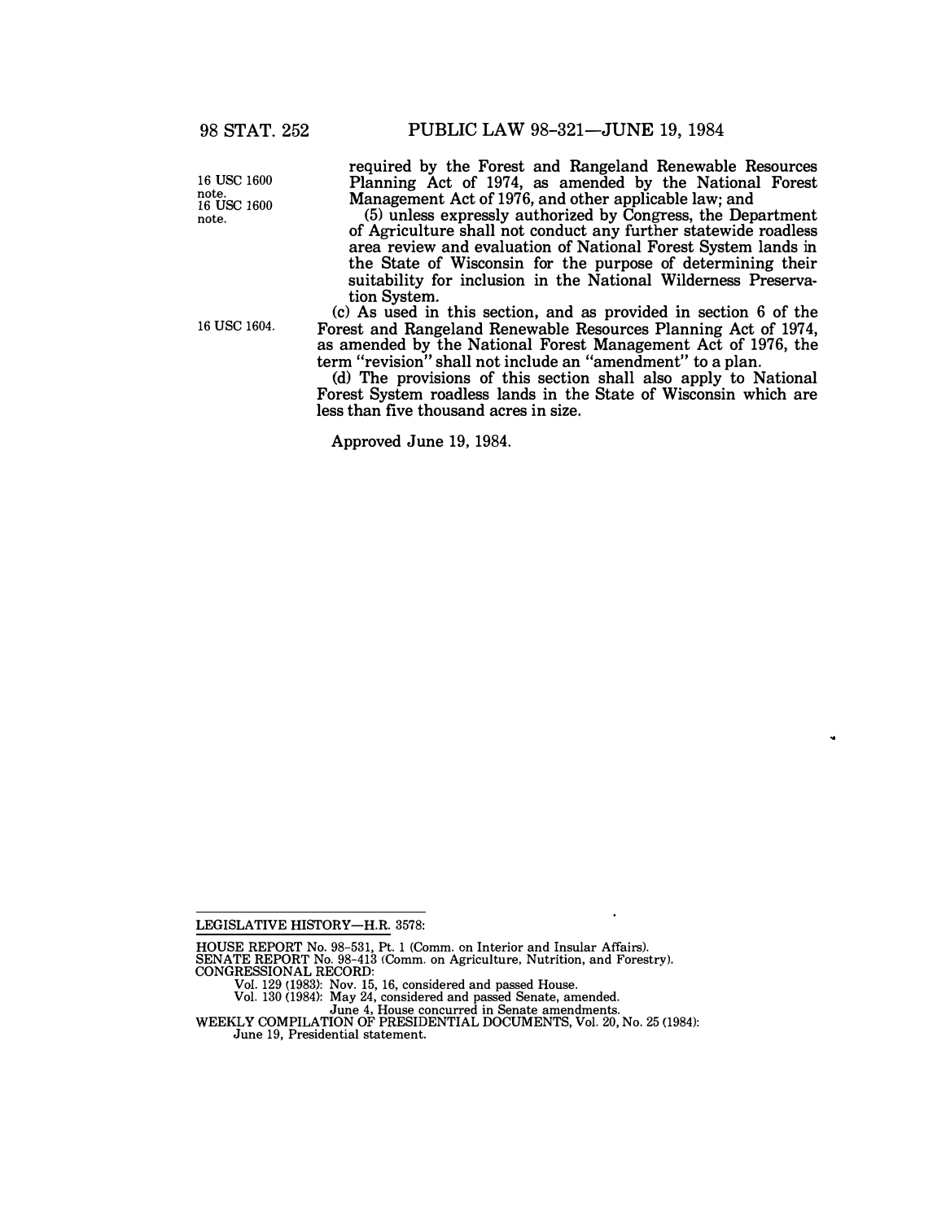required by the Forest and Rangeland Renewable Resources Planning Act of 1974, as amended by the National Forest Management Act of 1976, and other applicable law; and

16 USC 1600 note.

16 USC 1600 note.

(5) unless expressly authorized by Congress, the Department of Agriculture shall not conduct any further statewide roadless area review and evaluation of National Forest System lands in the State of Wisconsin for the purpose of determining their suitability for inclusion in the National Wilderness Preservation System.

16 USC 1604.

(c) As used in this section, and as provided in section 6 of the Forest and Rangeland Renewable Resources Planning Act of 1974, as amended by the National Forest Management Act of 1976, the term "revision" shall not include an "amendment" to a plan.

(d) The provisions of this section shall also apply to National Forest System roadless lands in the State of Wisconsin which are less than five thousand acres in size.

Approved June 19, 1984.

---

LEGISLATIVE HISTORY—H.R. 3578:

HOUSE REPORT No. 98-531, Pt. 1 (Comm. on Interior and Insular Affairs).
SENATE REPORT No. 98-413 (Comm. on Agriculture, Nutrition, and Forestry).
CONGRESSIONAL RECORD:
Vol. 129 (1983): Nov. 15, 16, considered and passed House.
Vol. 130 (1984): May 24, considered and passed Senate, amended.
June 4, House concurred in Senate amendments.
WEEKLY COMPILATION OF PRESIDENTIAL DOCUMENTS, Vol. 20, No. 25 (1984):
June 19, Presidential statement.